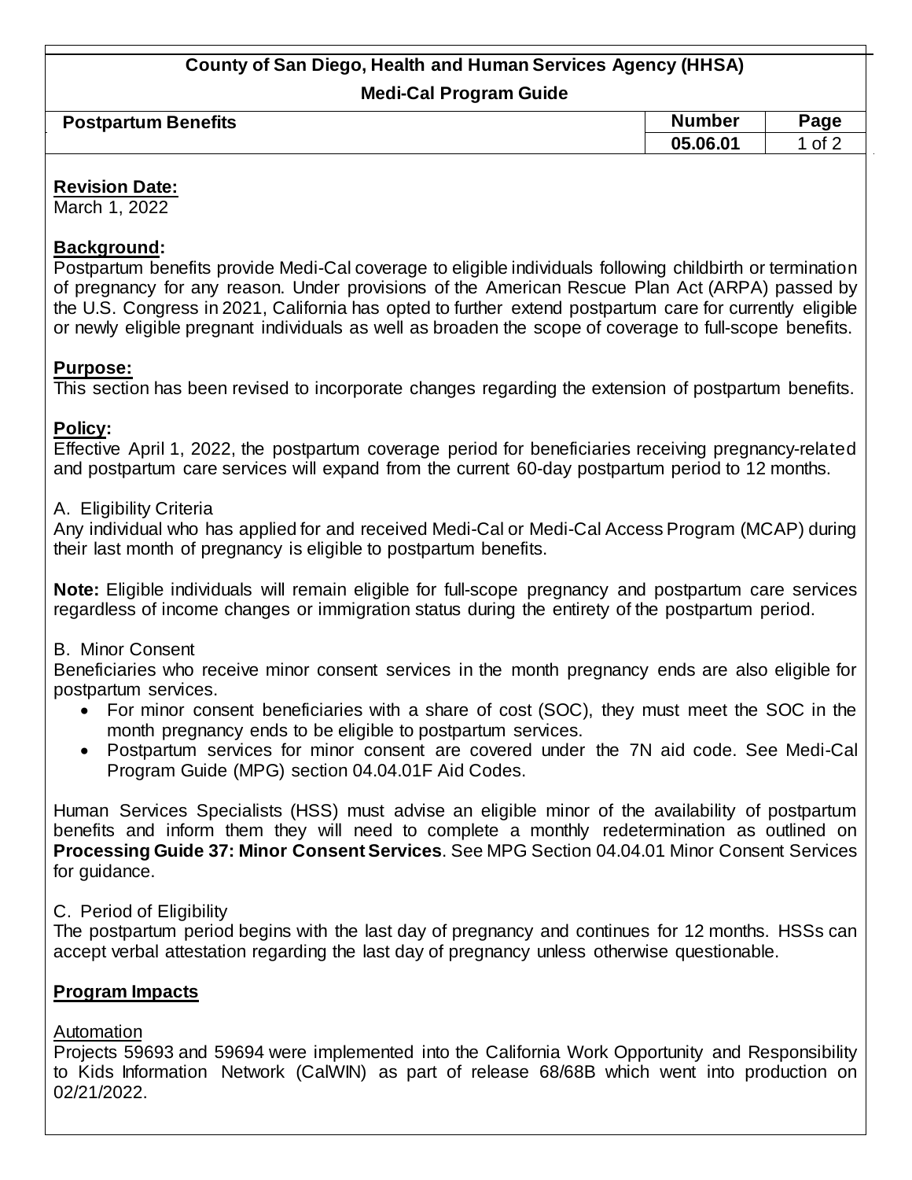# County of San Diego, Health and Human Services Agency (HHSA)

## Medi-Cal Program Guide

| Postpartum Benefits | Number | Page |
|---|---|---|
| | 05.06.01 | 1 of 2 |

**Revision Date:**
March 1, 2022

**Background:**
Postpartum benefits provide Medi-Cal coverage to eligible individuals following childbirth or termination of pregnancy for any reason. Under provisions of the American Rescue Plan Act (ARPA) passed by the U.S. Congress in 2021, California has opted to further extend postpartum care for currently eligible or newly eligible pregnant individuals as well as broaden the scope of coverage to full-scope benefits.

**Purpose:**
This section has been revised to incorporate changes regarding the extension of postpartum benefits.

**Policy:**
Effective April 1, 2022, the postpartum coverage period for beneficiaries receiving pregnancy-related and postpartum care services will expand from the current 60-day postpartum period to 12 months.

A. Eligibility Criteria
Any individual who has applied for and received Medi-Cal or Medi-Cal Access Program (MCAP) during their last month of pregnancy is eligible to postpartum benefits.

**Note:** Eligible individuals will remain eligible for full-scope pregnancy and postpartum care services regardless of income changes or immigration status during the entirety of the postpartum period.

B. Minor Consent
Beneficiaries who receive minor consent services in the month pregnancy ends are also eligible for postpartum services.

- For minor consent beneficiaries with a share of cost (SOC), they must meet the SOC in the month pregnancy ends to be eligible to postpartum services.
- Postpartum services for minor consent are covered under the 7N aid code. See Medi-Cal Program Guide (MPG) section 04.04.01F Aid Codes.

Human Services Specialists (HSS) must advise an eligible minor of the availability of postpartum benefits and inform them they will need to complete a monthly redetermination as outlined on **Processing Guide 37: Minor Consent Services**. See MPG Section 04.04.01 Minor Consent Services for guidance.

C. Period of Eligibility
The postpartum period begins with the last day of pregnancy and continues for 12 months. HSSs can accept verbal attestation regarding the last day of pregnancy unless otherwise questionable.

**Program Impacts**

Automation
Projects 59693 and 59694 were implemented into the California Work Opportunity and Responsibility to Kids Information Network (CalWIN) as part of release 68/68B which went into production on 02/21/2022.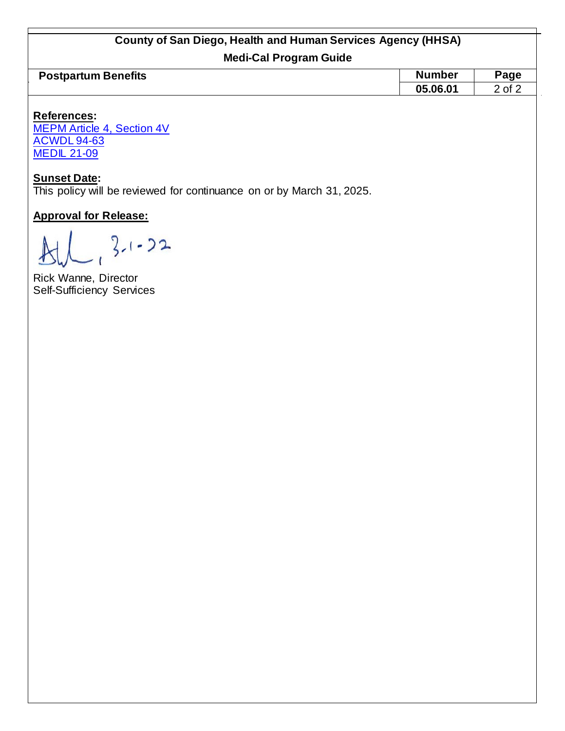**References:**
MEPM Article 4, Section 4V
ACWDL 94-63
MEDIL 21-09

**Sunset Date:**
This policy will be reviewed for continuance on or by March 31, 2025.

**Approval for Release:**

3-1-22

Rick Wanne, Director
Self-Sufficiency Services